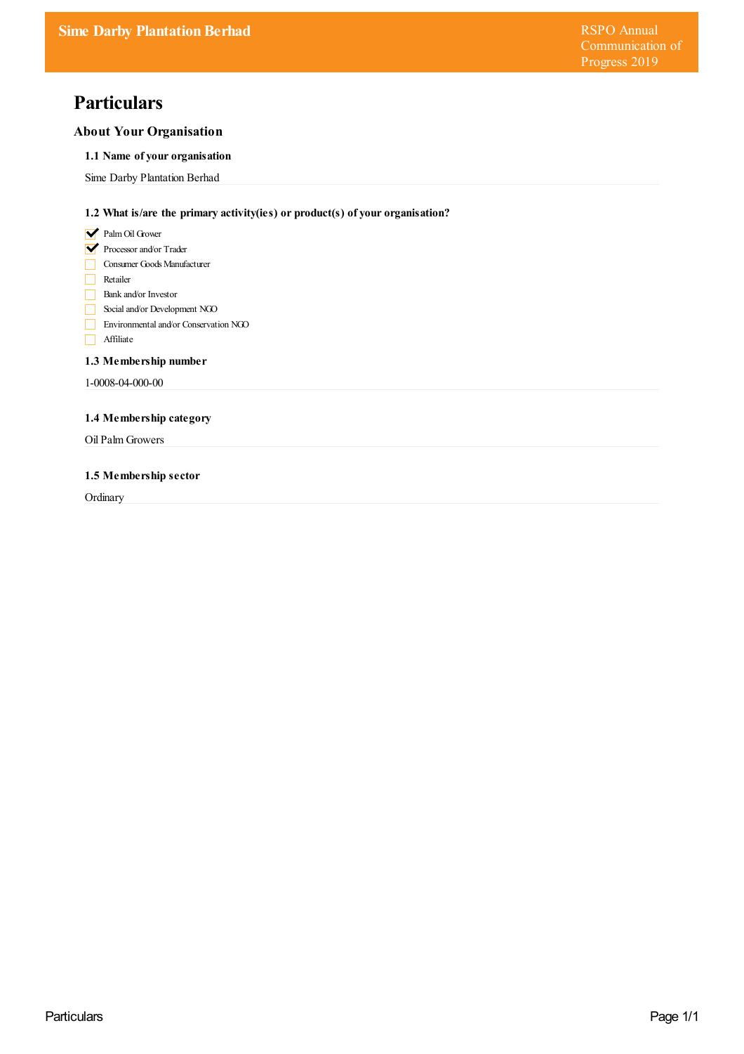# Particulars

## About Your Organisation

### 1.1 Name of your organisation

Sime Darby Plantation Berhad

### 1.2 What is/are the primary activity(ies) or product(s) of your organisation?

- [x] Palm Oil Grower
- [x] Processor and/or Trader
- [ ] Consumer Goods Manufacturer
- [ ] Retailer
- [ ] Bank and/or Investor
- [ ] Social and/or Development NGO
- [ ] Environmental and/or Conservation NGO
- [ ] Affiliate

### 1.3 Membership number

1-0008-04-000-00

### 1.4 Membership category

Oil Palm Growers

### 1.5 Membership sector

Ordinary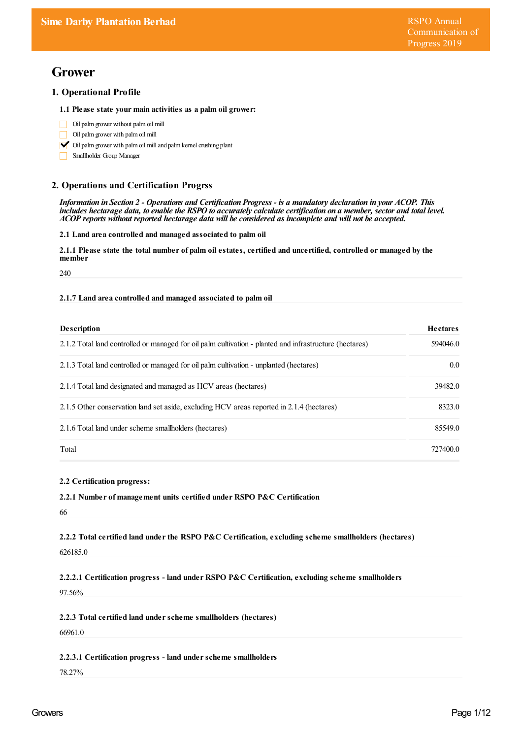# Grower

## 1. Operational Profile

### 1.1 Please state your main activities as a palm oil grower:

- [ ] Oil palm grower without palm oil mill
- [ ] Oil palm grower with palm oil mill
- [x] Oil palm grower with palm oil mill and palm kernel crushing plant
- [ ] Smallholder Group Manager

## 2. Operations and Certification Progrss

*Information in Section 2 - Operations and Certification Progress - is a mandatory declaration in your ACOP. This includes hectarage data, to enable the RSPO to accurately calculate certification on a member, sector and total level. ACOP reports without reported hectarage data will be considered as incomplete and will not be accepted.*

### 2.1 Land area controlled and managed associated to palm oil

**2.1.1 Please state the total number of palm oil estates, certified and uncertified, controlled or managed by the member**

240

**2.1.7 Land area controlled and managed associated to palm oil**

| Description | Hectares |
| --- | --- |
| 2.1.2 Total land controlled or managed for oil palm cultivation - planted and infrastructure (hectares) | 594046.0 |
| 2.1.3 Total land controlled or managed for oil palm cultivation - unplanted (hectares) | 0.0 |
| 2.1.4 Total land designated and managed as HCV areas (hectares) | 39482.0 |
| 2.1.5 Other conservation land set aside, excluding HCV areas reported in 2.1.4 (hectares) | 8323.0 |
| 2.1.6 Total land under scheme smallholders (hectares) | 85549.0 |
| Total | 727400.0 |

### 2.2 Certification progress:

**2.2.1 Number of management units certified under RSPO P&C Certification**

66

**2.2.2 Total certified land under the RSPO P&C Certification, excluding scheme smallholders (hectares)**

626185.0

**2.2.2.1 Certification progress - land under RSPO P&C Certification, excluding scheme smallholders**

97.56%

**2.2.3 Total certified land under scheme smallholders (hectares)**

66961.0

**2.2.3.1 Certification progress - land under scheme smallholders**

78.27%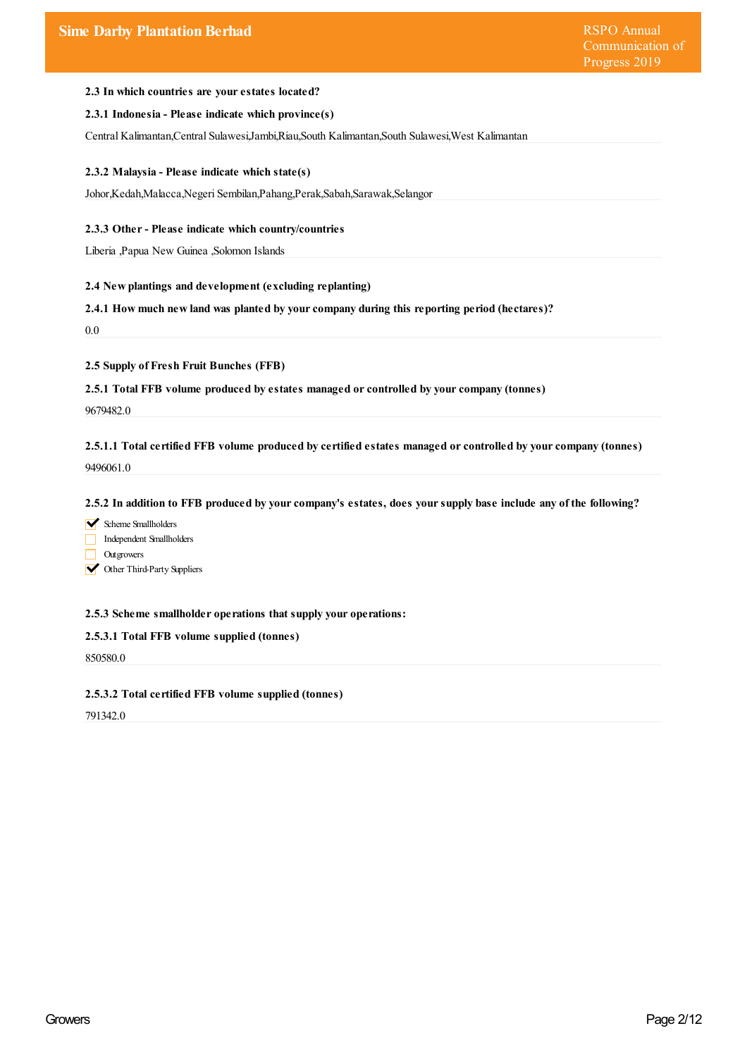**2.3 In which countries are your estates located?**

**2.3.1 Indonesia - Please indicate which province(s)**

Central Kalimantan,Central Sulawesi,Jambi,Riau,South Kalimantan,South Sulawesi,West Kalimantan

**2.3.2 Malaysia - Please indicate which state(s)**

Johor,Kedah,Malacca,Negeri Sembilan,Pahang,Perak,Sabah,Sarawak,Selangor

**2.3.3 Other - Please indicate which country/countries**

Liberia ,Papua New Guinea ,Solomon Islands

**2.4 New plantings and development (excluding replanting)**

**2.4.1 How much new land was planted by your company during this reporting period (hectares)?**

0.0

**2.5 Supply of Fresh Fruit Bunches (FFB)**

**2.5.1 Total FFB volume produced by estates managed or controlled by your company (tonnes)**

9679482.0

**2.5.1.1 Total certified FFB volume produced by certified estates managed or controlled by your company (tonnes)**

9496061.0

**2.5.2 In addition to FFB produced by your company's estates, does your supply base include any of the following?**

- [x] Scheme Smallholders
- [ ] Independent Smallholders
- [ ] Outgrowers
- [x] Other Third-Party Suppliers

**2.5.3 Scheme smallholder operations that supply your operations:**

**2.5.3.1 Total FFB volume supplied (tonnes)**

850580.0

**2.5.3.2 Total certified FFB volume supplied (tonnes)**

791342.0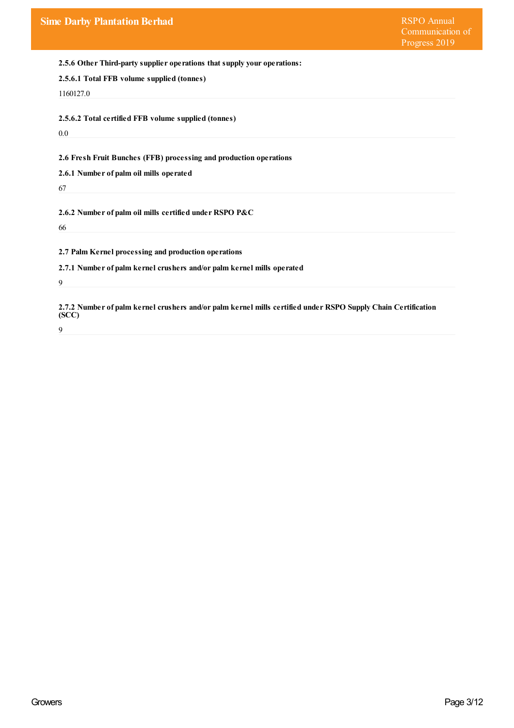**2.5.6 Other Third-party supplier operations that supply your operations:**

**2.5.6.1 Total FFB volume supplied (tonnes)**

1160127.0

**2.5.6.2 Total certified FFB volume supplied (tonnes)**

0.0

**2.6 Fresh Fruit Bunches (FFB) processing and production operations**

**2.6.1 Number of palm oil mills operated**

67

**2.6.2 Number of palm oil mills certified under RSPO P&C**

66

**2.7 Palm Kernel processing and production operations**

**2.7.1 Number of palm kernel crushers and/or palm kernel mills operated**

9

**2.7.2 Number of palm kernel crushers and/or palm kernel mills certified under RSPO Supply Chain Certification (SCC)**

9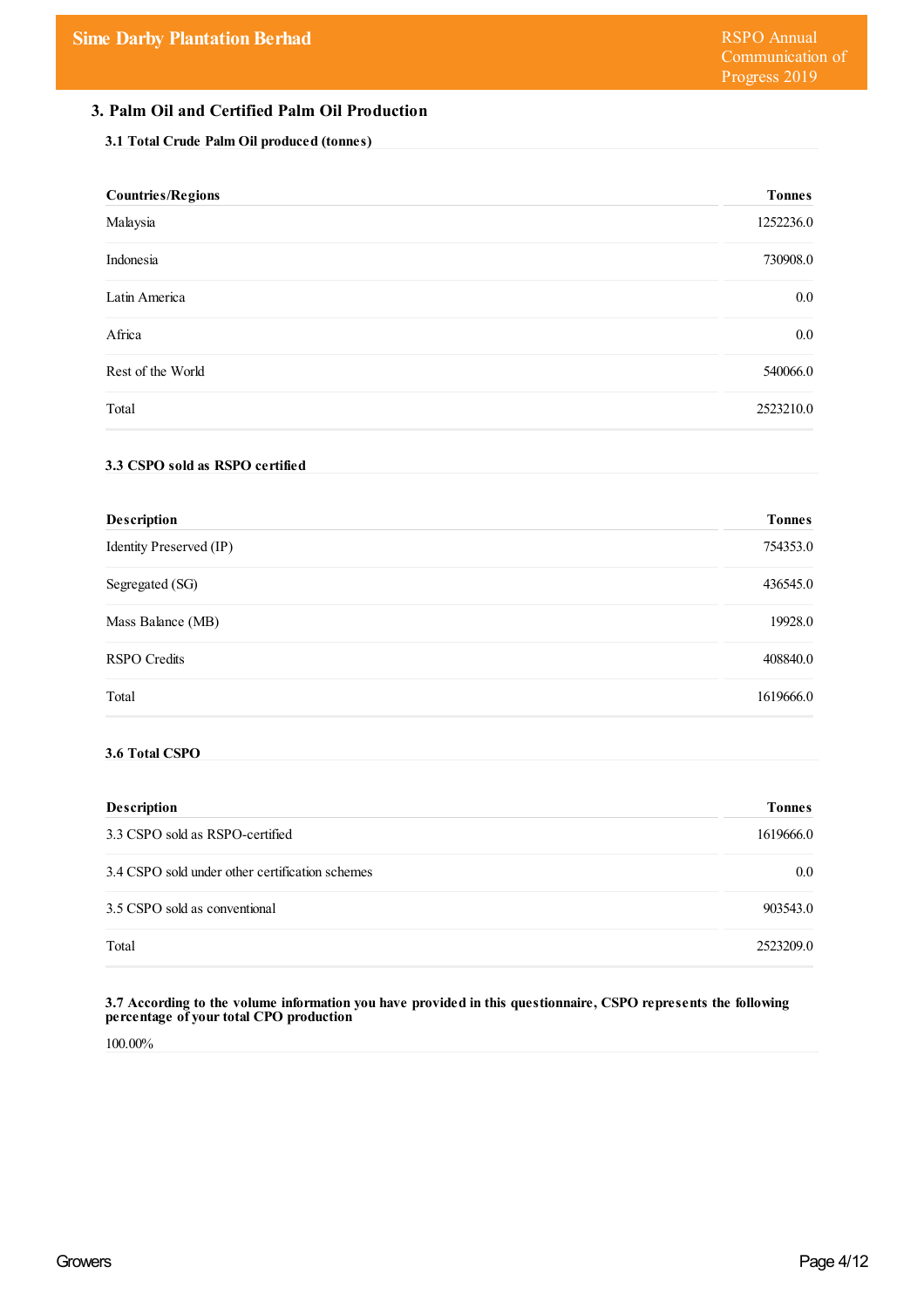## 3. Palm Oil and Certified Palm Oil Production

### 3.1 Total Crude Palm Oil produced (tonnes)

| Countries/Regions | Tonnes |
|---|---|
| Malaysia | 1252236.0 |
| Indonesia | 730908.0 |
| Latin America | 0.0 |
| Africa | 0.0 |
| Rest of the World | 540066.0 |
| Total | 2523210.0 |

### 3.3 CSPO sold as RSPO certified

| Description | Tonnes |
|---|---|
| Identity Preserved (IP) | 754353.0 |
| Segregated (SG) | 436545.0 |
| Mass Balance (MB) | 19928.0 |
| RSPO Credits | 408840.0 |
| Total | 1619666.0 |

### 3.6 Total CSPO

| Description | Tonnes |
|---|---|
| 3.3 CSPO sold as RSPO-certified | 1619666.0 |
| 3.4 CSPO sold under other certification schemes | 0.0 |
| 3.5 CSPO sold as conventional | 903543.0 |
| Total | 2523209.0 |

### 3.7 According to the volume information you have provided in this questionnaire, CSPO represents the following percentage of your total CPO production

100.00%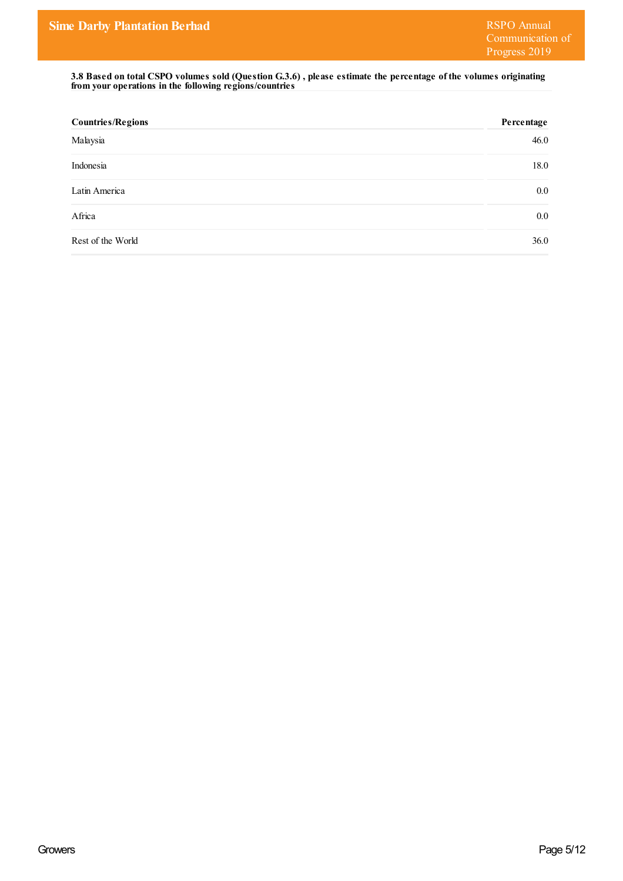**3.8 Based on total CSPO volumes sold (Question G.3.6) , please estimate the percentage of the volumes originating from your operations in the following regions/countries**

| Countries/Regions | Percentage |
|---|---|
| Malaysia | 46.0 |
| Indonesia | 18.0 |
| Latin America | 0.0 |
| Africa | 0.0 |
| Rest of the World | 36.0 |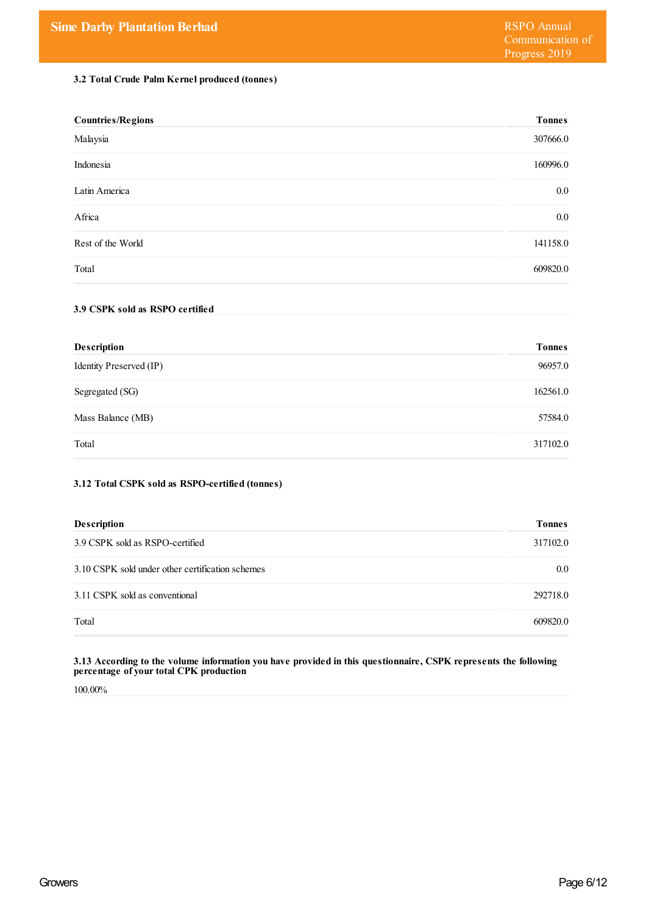### 3.2 Total Crude Palm Kernel produced (tonnes)

| Countries/Regions | Tonnes |
|---|---|
| Malaysia | 307666.0 |
| Indonesia | 160996.0 |
| Latin America | 0.0 |
| Africa | 0.0 |
| Rest of the World | 141158.0 |
| Total | 609820.0 |

### 3.9 CSPK sold as RSPO certified

| Description | Tonnes |
|---|---|
| Identity Preserved (IP) | 96957.0 |
| Segregated (SG) | 162561.0 |
| Mass Balance (MB) | 57584.0 |
| Total | 317102.0 |

### 3.12 Total CSPK sold as RSPO-certified (tonnes)

| Description | Tonnes |
|---|---|
| 3.9 CSPK sold as RSPO-certified | 317102.0 |
| 3.10 CSPK sold under other certification schemes | 0.0 |
| 3.11 CSPK sold as conventional | 292718.0 |
| Total | 609820.0 |

### 3.13 According to the volume information you have provided in this questionnaire, CSPK represents the following percentage of your total CPK production

100.00%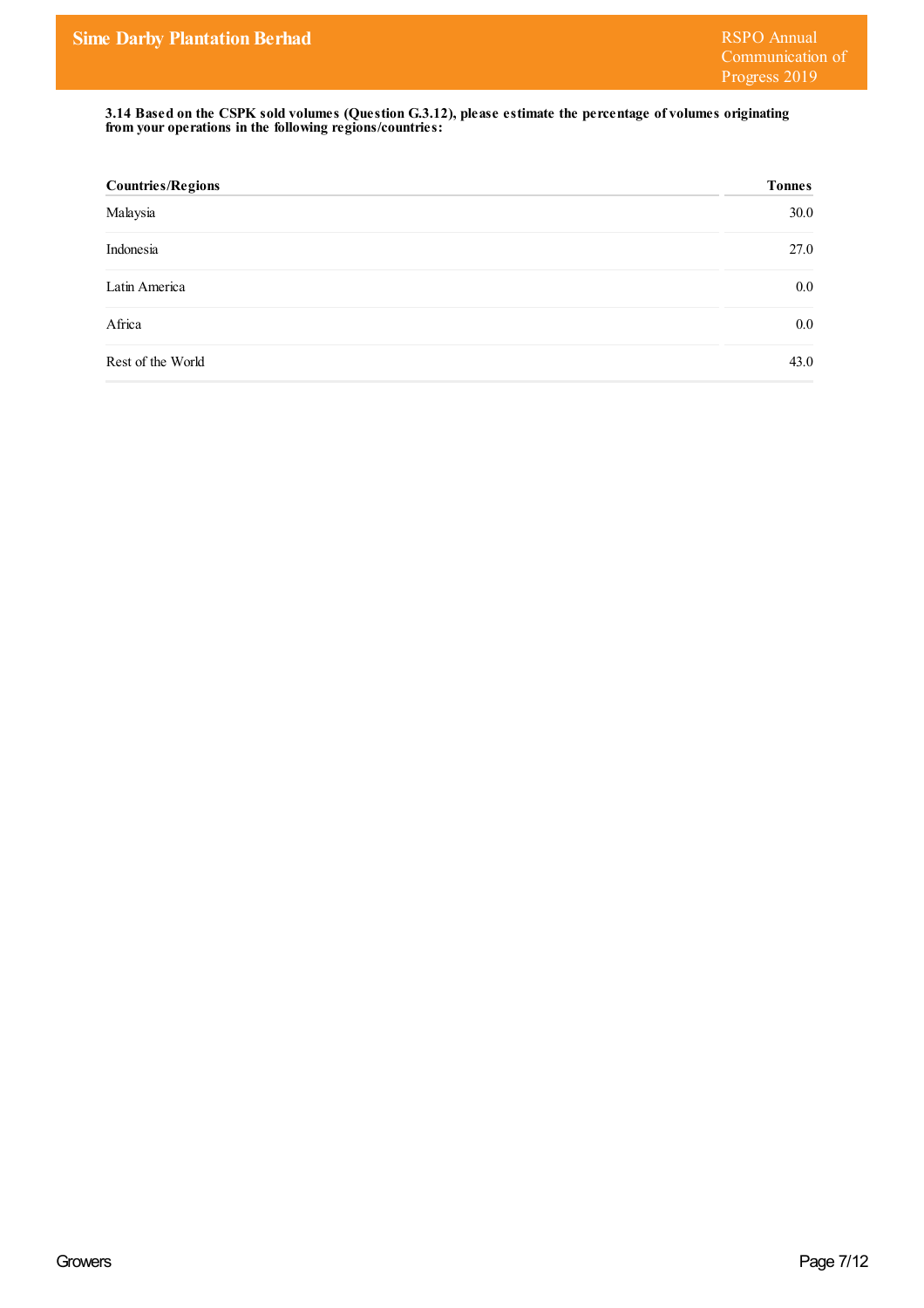**3.14 Based on the CSPK sold volumes (Question G.3.12), please estimate the percentage of volumes originating from your operations in the following regions/countries:**

| Countries/Regions | Tonnes |
|---|---|
| Malaysia | 30.0 |
| Indonesia | 27.0 |
| Latin America | 0.0 |
| Africa | 0.0 |
| Rest of the World | 43.0 |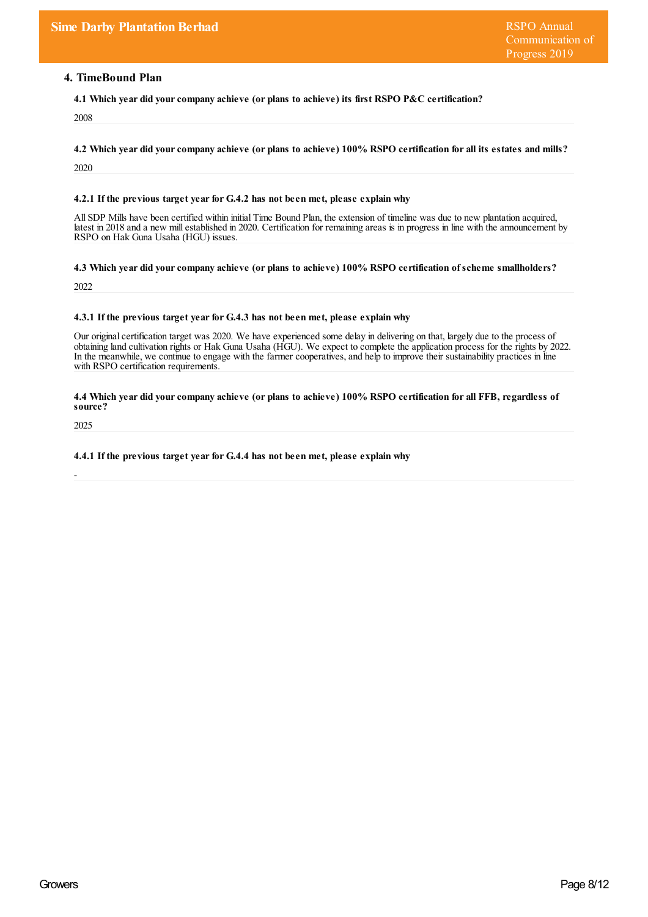## 4. TimeBound Plan

**4.1 Which year did your company achieve (or plans to achieve) its first RSPO P&C certification?**

2008

**4.2 Which year did your company achieve (or plans to achieve) 100% RSPO certification for all its estates and mills?**

2020

**4.2.1 If the previous target year for G.4.2 has not been met, please explain why**

All SDP Mills have been certified within initial Time Bound Plan, the extension of timeline was due to new plantation acquired, latest in 2018 and a new mill established in 2020. Certification for remaining areas is in progress in line with the announcement by RSPO on Hak Guna Usaha (HGU) issues.

**4.3 Which year did your company achieve (or plans to achieve) 100% RSPO certification of scheme smallholders?**

2022

**4.3.1 If the previous target year for G.4.3 has not been met, please explain why**

Our original certification target was 2020. We have experienced some delay in delivering on that, largely due to the process of obtaining land cultivation rights or Hak Guna Usaha (HGU). We expect to complete the application process for the rights by 2022. In the meanwhile, we continue to engage with the farmer cooperatives, and help to improve their sustainability practices in line with RSPO certification requirements.

**4.4 Which year did your company achieve (or plans to achieve) 100% RSPO certification for all FFB, regardless of source?**

2025

**4.4.1 If the previous target year for G.4.4 has not been met, please explain why**

-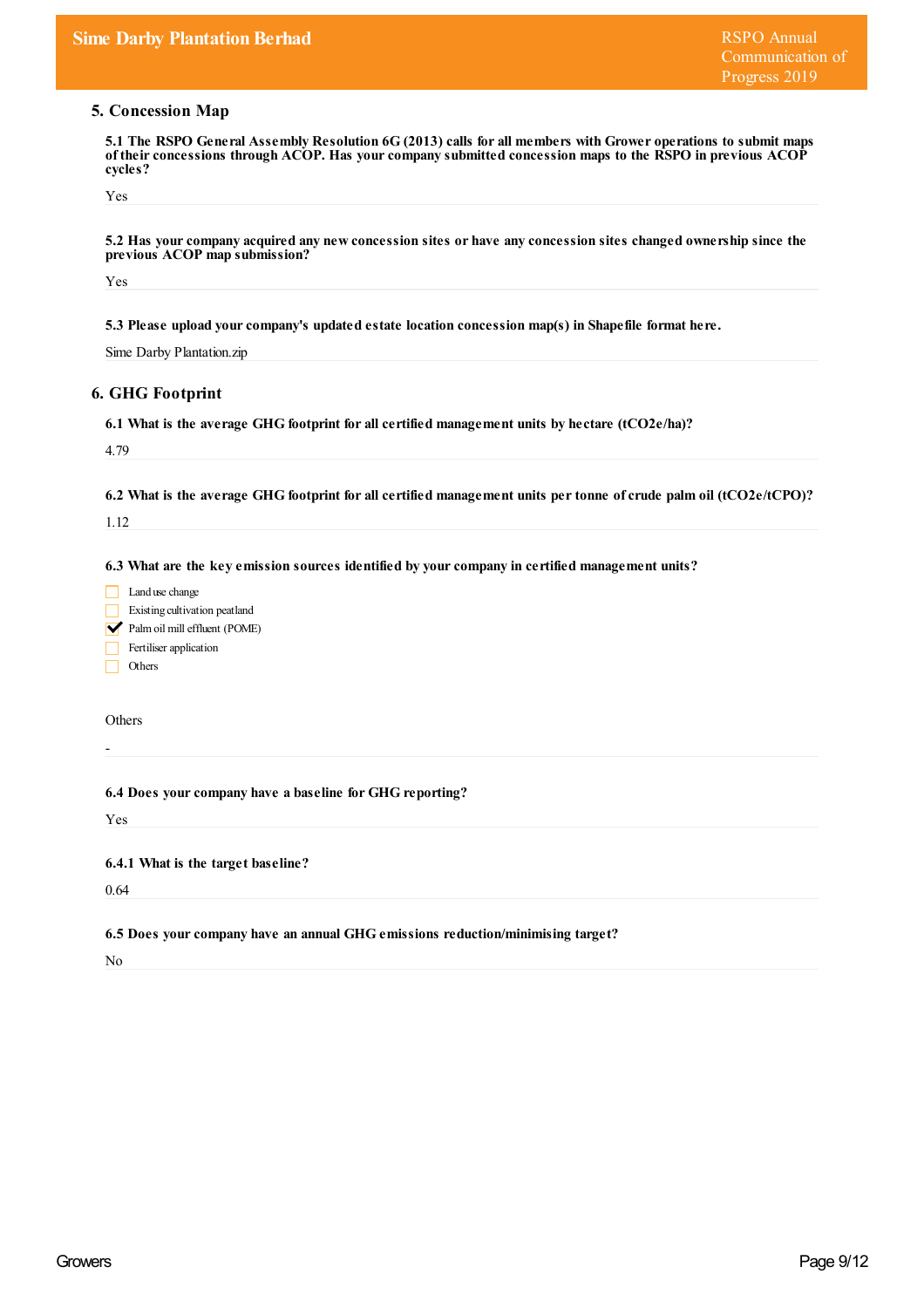## 5. Concession Map

**5.1 The RSPO General Assembly Resolution 6G (2013) calls for all members with Grower operations to submit maps of their concessions through ACOP. Has your company submitted concession maps to the RSPO in previous ACOP cycles?**

Yes

**5.2 Has your company acquired any new concession sites or have any concession sites changed ownership since the previous ACOP map submission?**

Yes

**5.3 Please upload your company's updated estate location concession map(s) in Shapefile format here.**

Sime Darby Plantation.zip

## 6. GHG Footprint

**6.1 What is the average GHG footprint for all certified management units by hectare ($tCO_2e/ha$)?**

4.79

**6.2 What is the average GHG footprint for all certified management units per tonne of crude palm oil ($tCO_2e/tCPO$)?**

1.12

**6.3 What are the key emission sources identified by your company in certified management units?**

- [ ] Land use change
- [ ] Existing cultivation peatland
- [x] Palm oil mill effluent (POME)
- [ ] Fertiliser application
- [ ] Others

Others

-

**6.4 Does your company have a baseline for GHG reporting?**

Yes

**6.4.1 What is the target baseline?**

0.64

**6.5 Does your company have an annual GHG emissions reduction/minimising target?**

No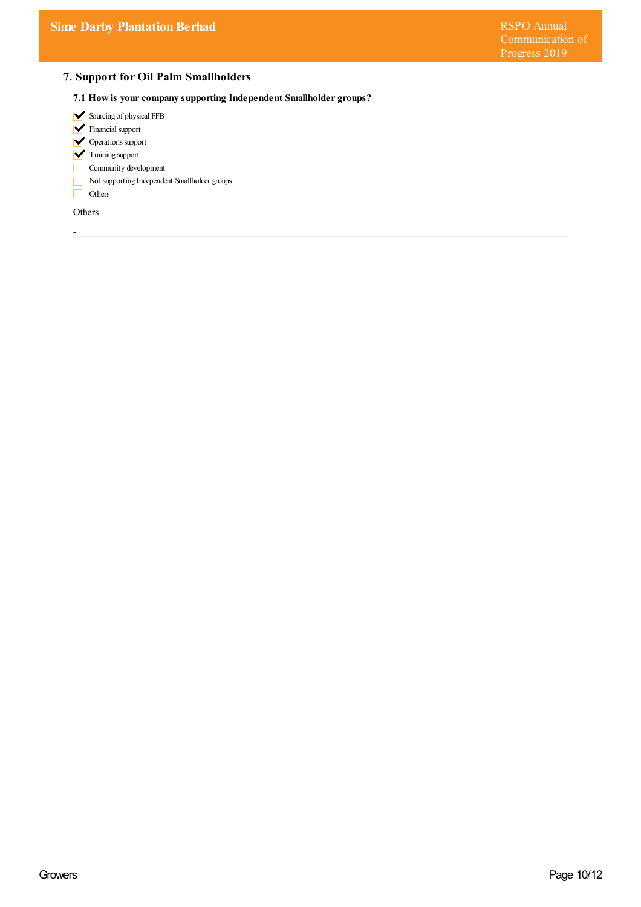## 7. Support for Oil Palm Smallholders

### 7.1 How is your company supporting Independent Smallholder groups?

- [x] Sourcing of physical FFB
- [x] Financial support
- [x] Operations support
- [x] Training support
- [ ] Community development
- [ ] Not supporting Independent Smallholder groups
- [ ] Others

Others

-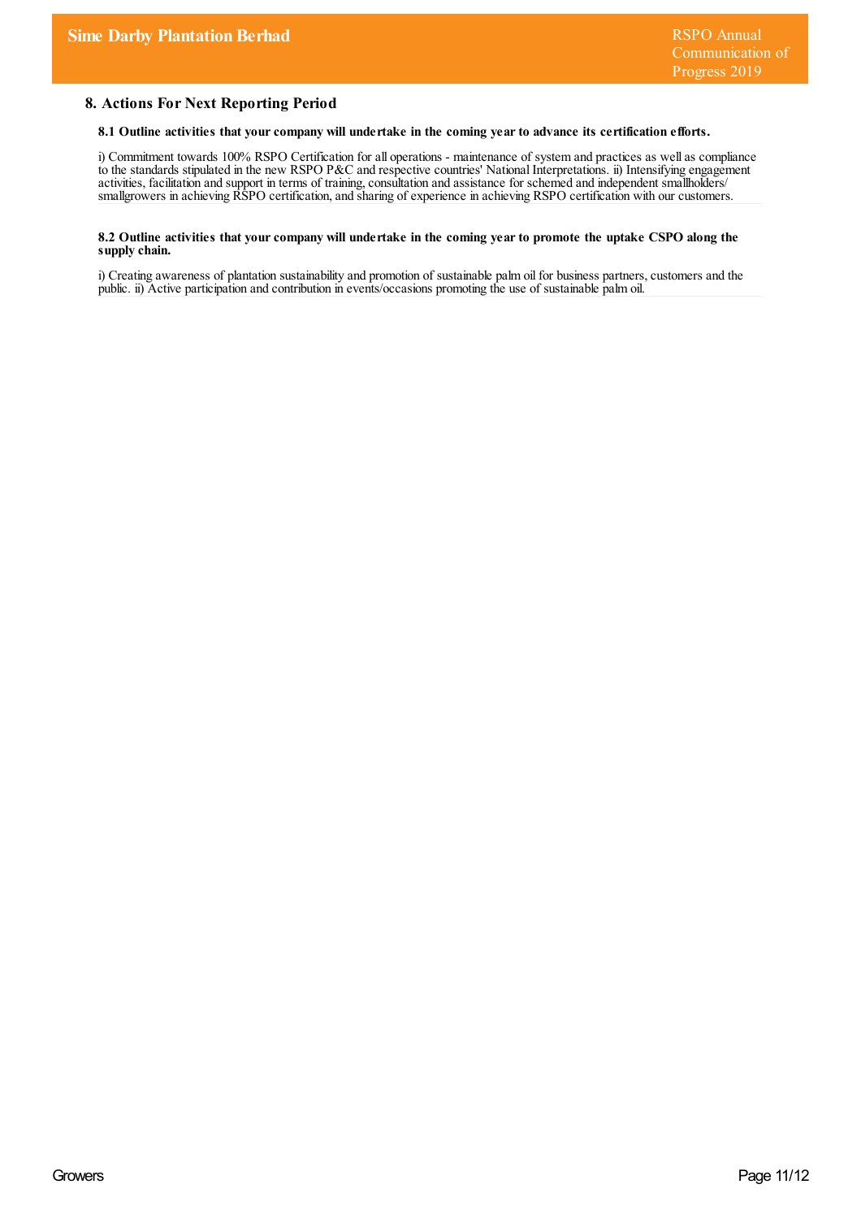## 8. Actions For Next Reporting Period

### 8.1 Outline activities that your company will undertake in the coming year to advance its certification efforts.

i) Commitment towards 100% RSPO Certification for all operations - maintenance of system and practices as well as compliance to the standards stipulated in the new RSPO P&C and respective countries' National Interpretations. ii) Intensifying engagement activities, facilitation and support in terms of training, consultation and assistance for schemed and independent smallholders/ smallgrowers in achieving RSPO certification, and sharing of experience in achieving RSPO certification with our customers.

### 8.2 Outline activities that your company will undertake in the coming year to promote the uptake CSPO along the supply chain.

i) Creating awareness of plantation sustainability and promotion of sustainable palm oil for business partners, customers and the public. ii) Active participation and contribution in events/occasions promoting the use of sustainable palm oil.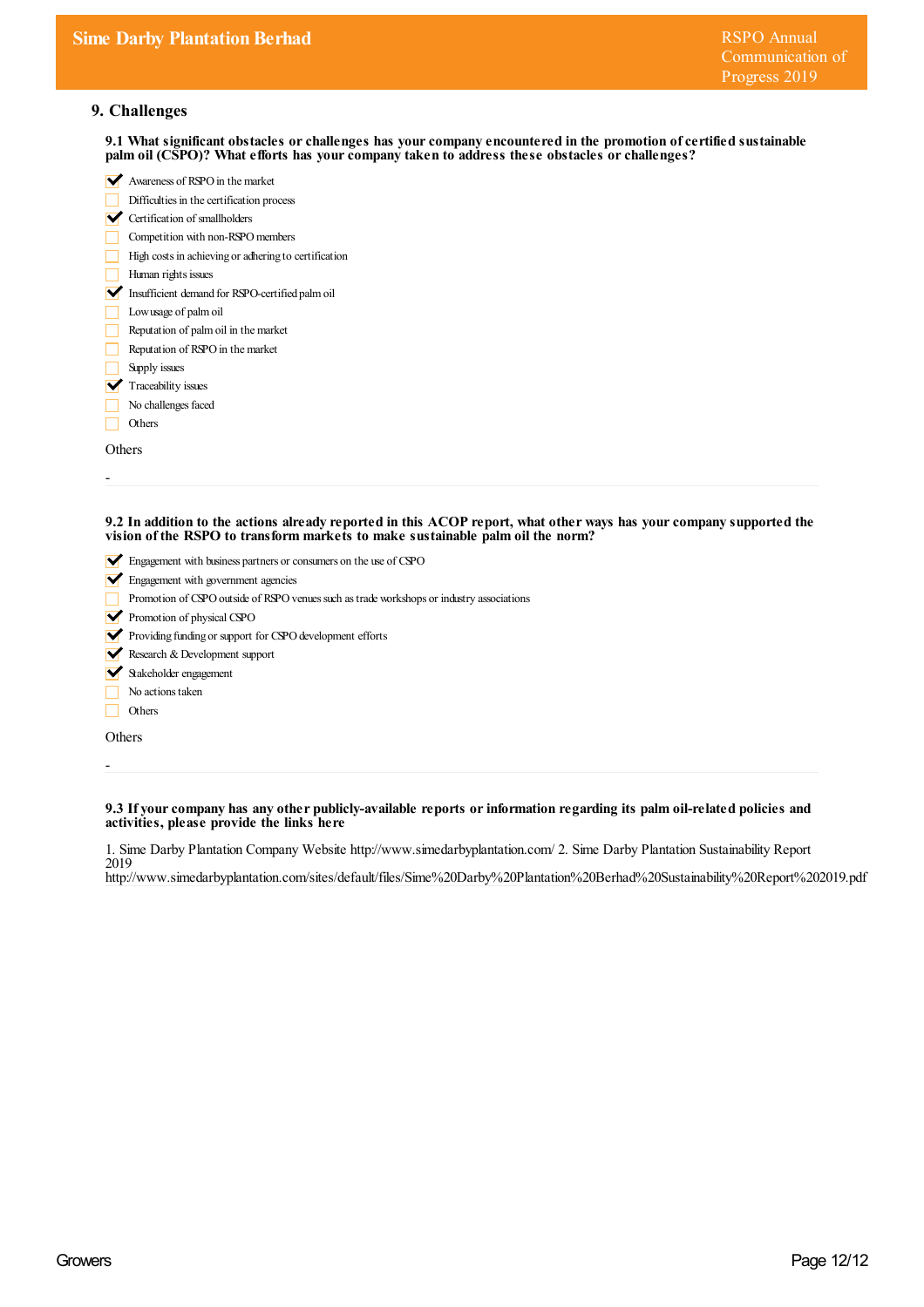## 9. Challenges

**9.1 What significant obstacles or challenges has your company encountered in the promotion of certified sustainable palm oil (CSPO)? What efforts has your company taken to address these obstacles or challenges?**

- [x] Awareness of RSPO in the market
- [ ] Difficulties in the certification process
- [x] Certification of smallholders
- [ ] Competition with non-RSPO members
- [ ] High costs in achieving or adhering to certification
- [ ] Human rights issues
- [x] Insufficient demand for RSPO-certified palm oil
- [ ] Low usage of palm oil
- [ ] Reputation of palm oil in the market
- [ ] Reputation of RSPO in the market
- [ ] Supply issues
- [x] Traceability issues
- [ ] No challenges faced
- [ ] Others

Others

-

**9.2 In addition to the actions already reported in this ACOP report, what other ways has your company supported the vision of the RSPO to transform markets to make sustainable palm oil the norm?**

- [x] Engagement with business partners or consumers on the use of CSPO
- [x] Engagement with government agencies
- [ ] Promotion of CSPO outside of RSPO venues such as trade workshops or industry associations
- [x] Promotion of physical CSPO
- [x] Providing funding or support for CSPO development efforts
- [x] Research & Development support
- [x] Stakeholder engagement
- [ ] No actions taken
- [ ] Others

Others

-

**9.3 If your company has any other publicly-available reports or information regarding its palm oil-related policies and activities, please provide the links here**

1. Sime Darby Plantation Company Website http://www.simedarbyplantation.com/ 2. Sime Darby Plantation Sustainability Report 2019
http://www.simedarbyplantation.com/sites/default/files/Sime%20Darby%20Plantation%20Berhad%20Sustainability%20Report%202019.pdf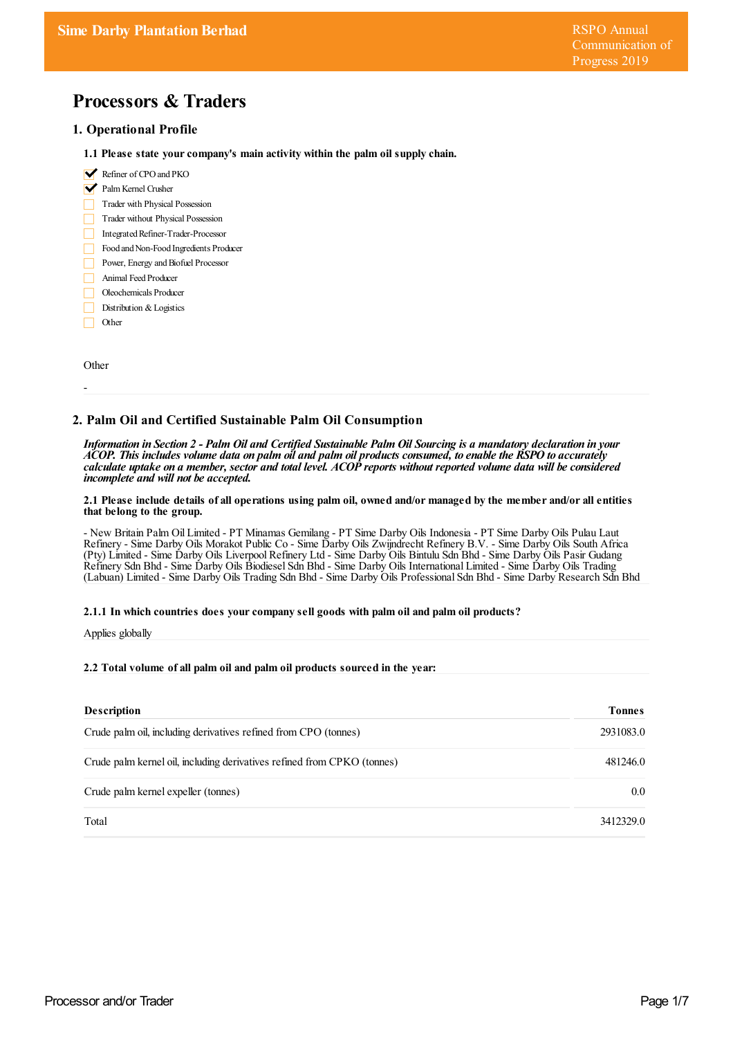# Processors & Traders

## 1. Operational Profile

### 1.1 Please state your company's main activity within the palm oil supply chain.

- [x] Refiner of CPO and PKO
- [x] Palm Kernel Crusher
- [ ] Trader with Physical Possession
- [ ] Trader without Physical Possession
- [ ] Integrated Refiner-Trader-Processor
- [ ] Food and Non-Food Ingredients Producer
- [ ] Power, Energy and Biofuel Processor
- [ ] Animal Feed Producer
- [ ] Oleochemicals Producer
- [ ] Distribution & Logistics
- [ ] Other

Other

-

## 2. Palm Oil and Certified Sustainable Palm Oil Consumption

***Information in Section 2 - Palm Oil and Certified Sustainable Palm Oil Sourcing is a mandatory declaration in your ACOP. This includes volume data on palm oil and palm oil products consumed, to enable the RSPO to accurately calculate uptake on a member, sector and total level. ACOP reports without reported volume data will be considered incomplete and will not be accepted.***

### 2.1 Please include details of all operations using palm oil, owned and/or managed by the member and/or all entities that belong to the group.

- New Britain Palm Oil Limited - PT Minamas Gemilang - PT Sime Darby Oils Indonesia - PT Sime Darby Oils Pulau Laut Refinery - Sime Darby Oils Morakot Public Co - Sime Darby Oils Zwijndrecht Refinery B.V. - Sime Darby Oils South Africa (Pty) Limited - Sime Darby Oils Liverpool Refinery Ltd - Sime Darby Oils Bintulu Sdn Bhd - Sime Darby Oils Pasir Gudang Refinery Sdn Bhd - Sime Darby Oils Biodiesel Sdn Bhd - Sime Darby Oils International Limited - Sime Darby Oils Trading (Labuan) Limited - Sime Darby Oils Trading Sdn Bhd - Sime Darby Oils Professional Sdn Bhd - Sime Darby Research Sdn Bhd

#### 2.1.1 In which countries does your company sell goods with palm oil and palm oil products?

Applies globally

### 2.2 Total volume of all palm oil and palm oil products sourced in the year:

| Description | Tonnes |
|---|---|
| Crude palm oil, including derivatives refined from CPO (tonnes) | 2931083.0 |
| Crude palm kernel oil, including derivatives refined from CPKO (tonnes) | 481246.0 |
| Crude palm kernel expeller (tonnes) | 0.0 |
| Total | 3412329.0 |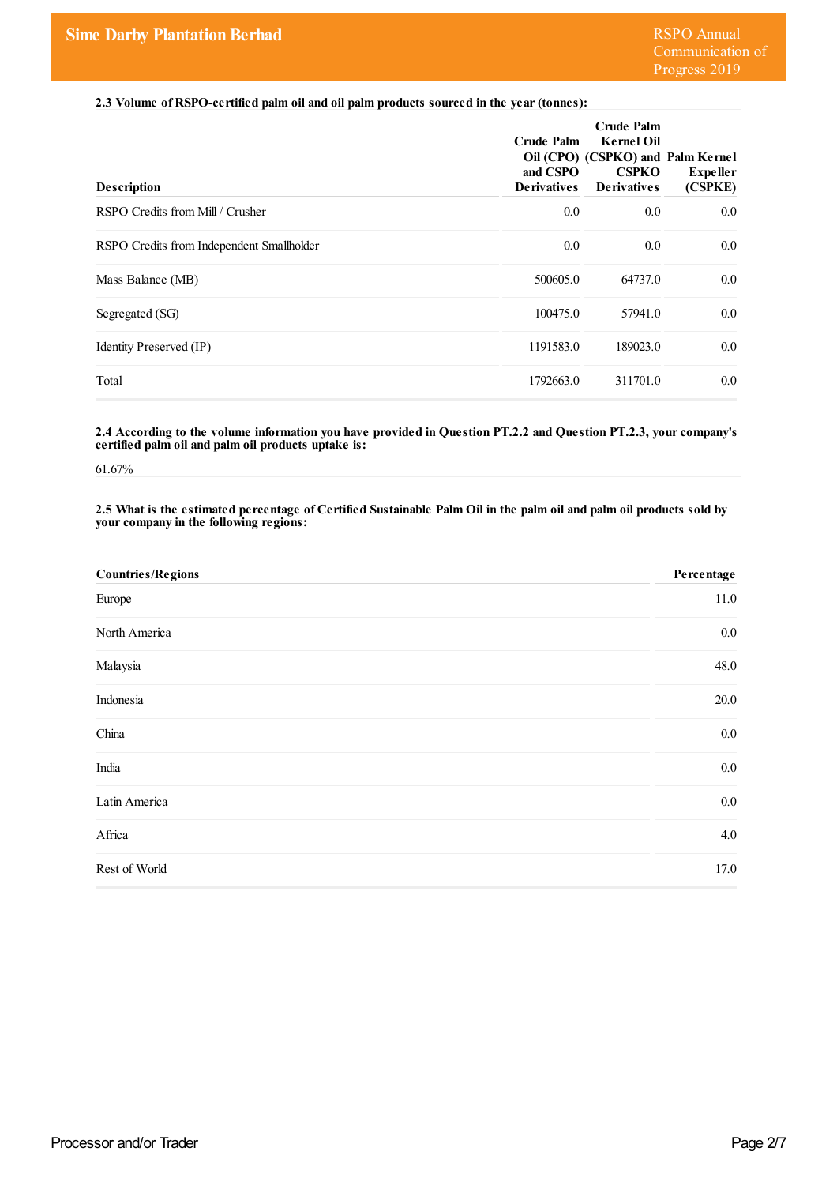**2.3 Volume of RSPO-certified palm oil and oil palm products sourced in the year (tonnes):**

| Description | Crude Palm Oil (CPO) and CSPO Derivatives | Crude Palm Kernel Oil (CSPKO) and CSPKO Derivatives | Palm Kernel Expeller (CSPKE) |
|---|---|---|---|
| RSPO Credits from Mill / Crusher | 0.0 | 0.0 | 0.0 |
| RSPO Credits from Independent Smallholder | 0.0 | 0.0 | 0.0 |
| Mass Balance (MB) | 500605.0 | 64737.0 | 0.0 |
| Segregated (SG) | 100475.0 | 57941.0 | 0.0 |
| Identity Preserved (IP) | 1191583.0 | 189023.0 | 0.0 |
| Total | 1792663.0 | 311701.0 | 0.0 |

**2.4 According to the volume information you have provided in Question PT.2.2 and Question PT.2.3, your company's certified palm oil and palm oil products uptake is:**

61.67%

**2.5 What is the estimated percentage of Certified Sustainable Palm Oil in the palm oil and palm oil products sold by your company in the following regions:**

| Countries/Regions | Percentage |
|---|---|
| Europe | 11.0 |
| North America | 0.0 |
| Malaysia | 48.0 |
| Indonesia | 20.0 |
| China | 0.0 |
| India | 0.0 |
| Latin America | 0.0 |
| Africa | 4.0 |
| Rest of World | 17.0 |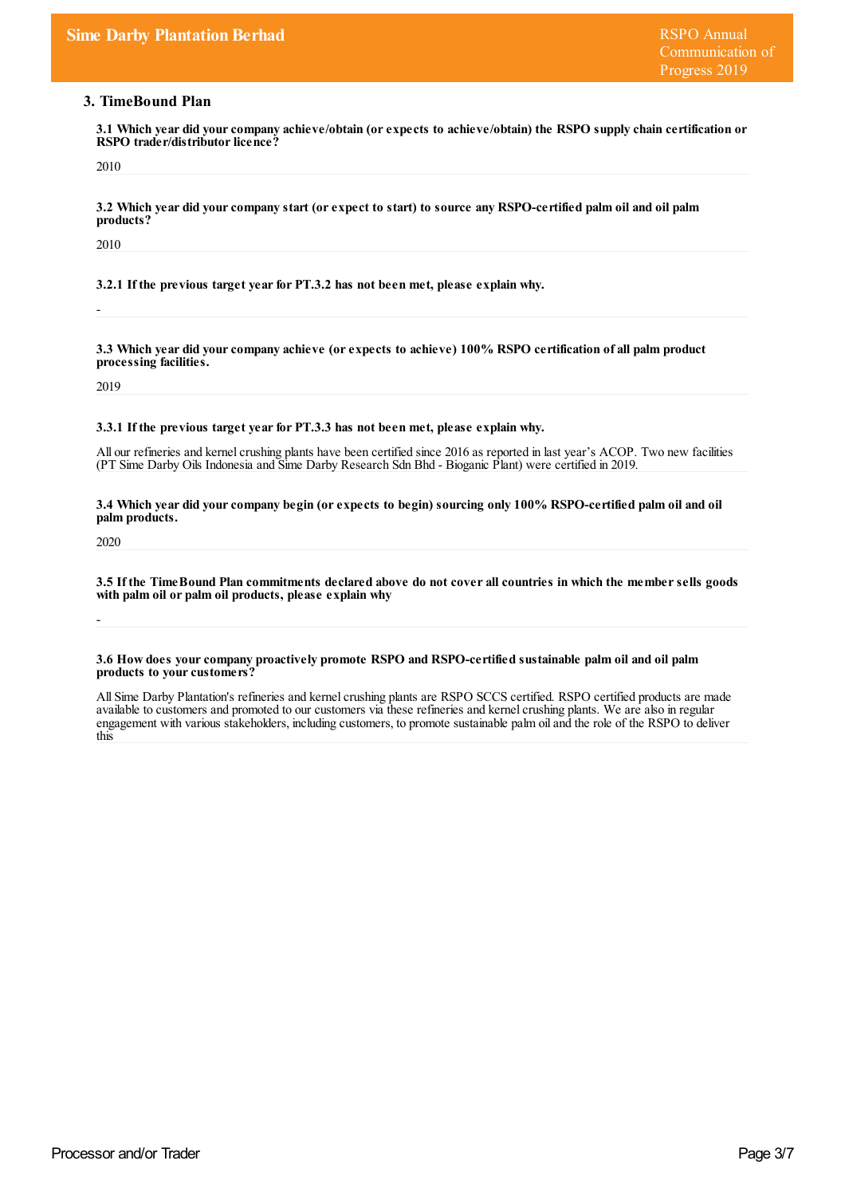## 3. TimeBound Plan

**3.1 Which year did your company achieve/obtain (or expects to achieve/obtain) the RSPO supply chain certification or RSPO trader/distributor licence?**

2010

**3.2 Which year did your company start (or expect to start) to source any RSPO-certified palm oil and oil palm products?**

2010

**3.2.1 If the previous target year for PT.3.2 has not been met, please explain why.**

-

**3.3 Which year did your company achieve (or expects to achieve) 100% RSPO certification of all palm product processing facilities.**

2019

**3.3.1 If the previous target year for PT.3.3 has not been met, please explain why.**

All our refineries and kernel crushing plants have been certified since 2016 as reported in last year's ACOP. Two new facilities (PT Sime Darby Oils Indonesia and Sime Darby Research Sdn Bhd - Bioganic Plant) were certified in 2019.

**3.4 Which year did your company begin (or expects to begin) sourcing only 100% RSPO-certified palm oil and oil palm products.**

2020

**3.5 If the TimeBound Plan commitments declared above do not cover all countries in which the member sells goods with palm oil or palm oil products, please explain why**

-

**3.6 How does your company proactively promote RSPO and RSPO-certified sustainable palm oil and oil palm products to your customers?**

All Sime Darby Plantation's refineries and kernel crushing plants are RSPO SCCS certified. RSPO certified products are made available to customers and promoted to our customers via these refineries and kernel crushing plants. We are also in regular engagement with various stakeholders, including customers, to promote sustainable palm oil and the role of the RSPO to deliver this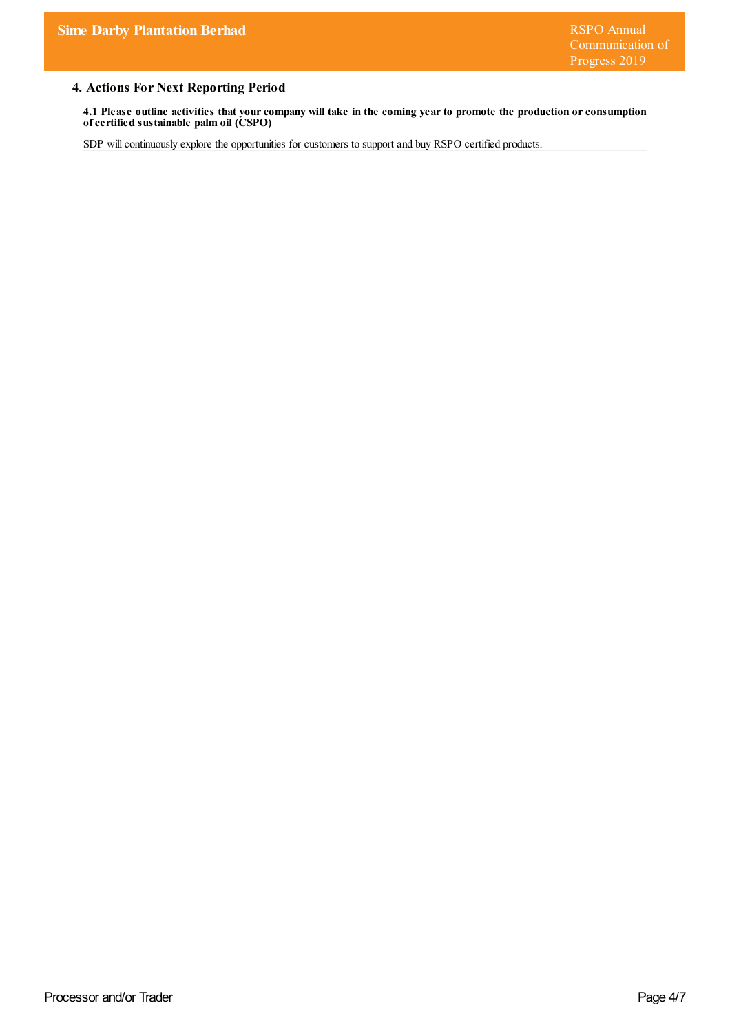## 4. Actions For Next Reporting Period

**4.1 Please outline activities that your company will take in the coming year to promote the production or consumption of certified sustainable palm oil (CSPO)**

SDP will continuously explore the opportunities for customers to support and buy RSPO certified products.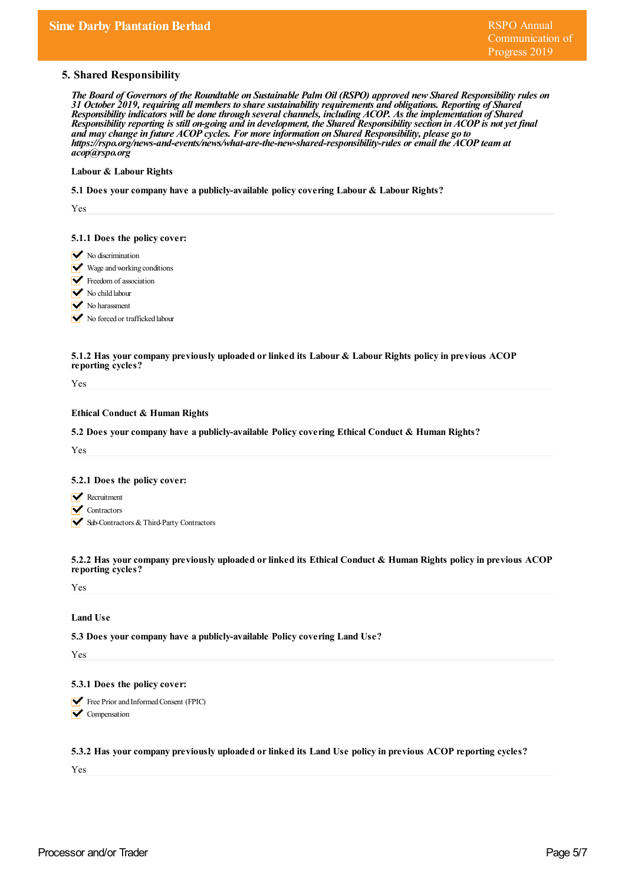## 5. Shared Responsibility

*The Board of Governors of the Roundtable on Sustainable Palm Oil (RSPO) approved new Shared Responsibility rules on 31 October 2019, requiring all members to share sustainability requirements and obligations. Reporting of Shared Responsibility indicators will be done through several channels, including ACOP. As the implementation of Shared Responsibility reporting is still on-going and in development, the Shared Responsibility section in ACOP is not yet final and may change in future ACOP cycles. For more information on Shared Responsibility, please go to https://rspo.org/news-and-events/news/what-are-the-new-shared-responsibility-rules or email the ACOP team at acop@rspo.org*

**Labour & Labour Rights**

**5.1 Does your company have a publicly-available policy covering Labour & Labour Rights?**

Yes

**5.1.1 Does the policy cover:**

- ✔ No discrimination
- ✔ Wage and working conditions
- ✔ Freedom of association
- ✔ No child labour
- ✔ No harassment
- ✔ No forced or trafficked labour

**5.1.2 Has your company previously uploaded or linked its Labour & Labour Rights policy in previous ACOP reporting cycles?**

Yes

**Ethical Conduct & Human Rights**

**5.2 Does your company have a publicly-available Policy covering Ethical Conduct & Human Rights?**

Yes

**5.2.1 Does the policy cover:**

- ✔ Recruitment
- ✔ Contractors
- ✔ Sub-Contractors & Third-Party Contractors

**5.2.2 Has your company previously uploaded or linked its Ethical Conduct & Human Rights policy in previous ACOP reporting cycles?**

Yes

**Land Use**

**5.3 Does your company have a publicly-available Policy covering Land Use?**

Yes

**5.3.1 Does the policy cover:**

- ✔ Free Prior and Informed Consent (FPIC)
- ✔ Compensation

**5.3.2 Has your company previously uploaded or linked its Land Use policy in previous ACOP reporting cycles?**

Yes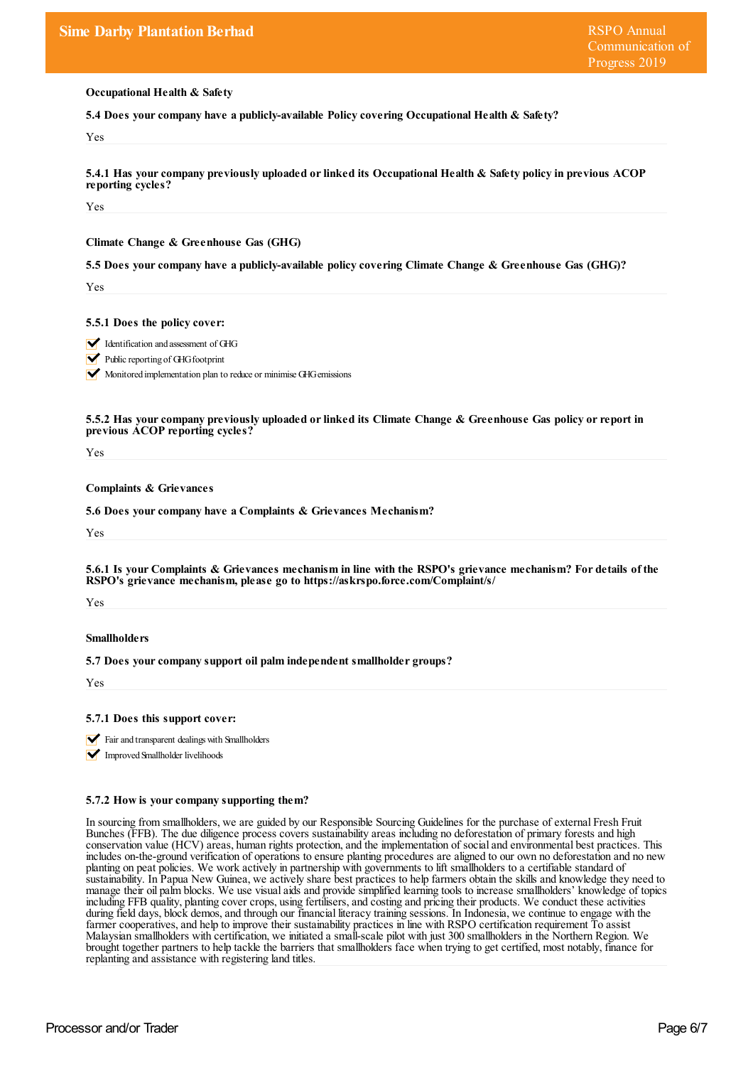### Occupational Health & Safety

**5.4 Does your company have a publicly-available Policy covering Occupational Health & Safety?**

Yes

**5.4.1 Has your company previously uploaded or linked its Occupational Health & Safety policy in previous ACOP reporting cycles?**

Yes

### Climate Change & Greenhouse Gas (GHG)

**5.5 Does your company have a publicly-available policy covering Climate Change & Greenhouse Gas (GHG)?**

Yes

**5.5.1 Does the policy cover:**

- ✔ Identification and assessment of GHG
- ✔ Public reporting of GHG footprint
- ✔ Monitored implementation plan to reduce or minimise GHG emissions

**5.5.2 Has your company previously uploaded or linked its Climate Change & Greenhouse Gas policy or report in previous ACOP reporting cycles?**

Yes

### Complaints & Grievances

**5.6 Does your company have a Complaints & Grievances Mechanism?**

Yes

**5.6.1 Is your Complaints & Grievances mechanism in line with the RSPO's grievance mechanism? For details of the RSPO's grievance mechanism, please go to https://askrspo.force.com/Complaint/s/**

Yes

### Smallholders

**5.7 Does your company support oil palm independent smallholder groups?**

Yes

**5.7.1 Does this support cover:**

- ✔ Fair and transparent dealings with Smallholders
- ✔ Improved Smallholder livelihoods

**5.7.2 How is your company supporting them?**

In sourcing from smallholders, we are guided by our Responsible Sourcing Guidelines for the purchase of external Fresh Fruit Bunches (FFB). The due diligence process covers sustainability areas including no deforestation of primary forests and high conservation value (HCV) areas, human rights protection, and the implementation of social and environmental best practices. This includes on-the-ground verification of operations to ensure planting procedures are aligned to our own no deforestation and no new planting on peat policies. We work actively in partnership with governments to lift smallholders to a certifiable standard of sustainability. In Papua New Guinea, we actively share best practices to help farmers obtain the skills and knowledge they need to manage their oil palm blocks. We use visual aids and provide simplified learning tools to increase smallholders' knowledge of topics including FFB quality, planting cover crops, using fertilisers, and costing and pricing their products. We conduct these activities during field days, block demos, and through our financial literacy training sessions. In Indonesia, we continue to engage with the farmer cooperatives, and help to improve their sustainability practices in line with RSPO certification requirement To assist Malaysian smallholders with certification, we initiated a small-scale pilot with just 300 smallholders in the Northern Region. We brought together partners to help tackle the barriers that smallholders face when trying to get certified, most notably, finance for replanting and assistance with registering land titles.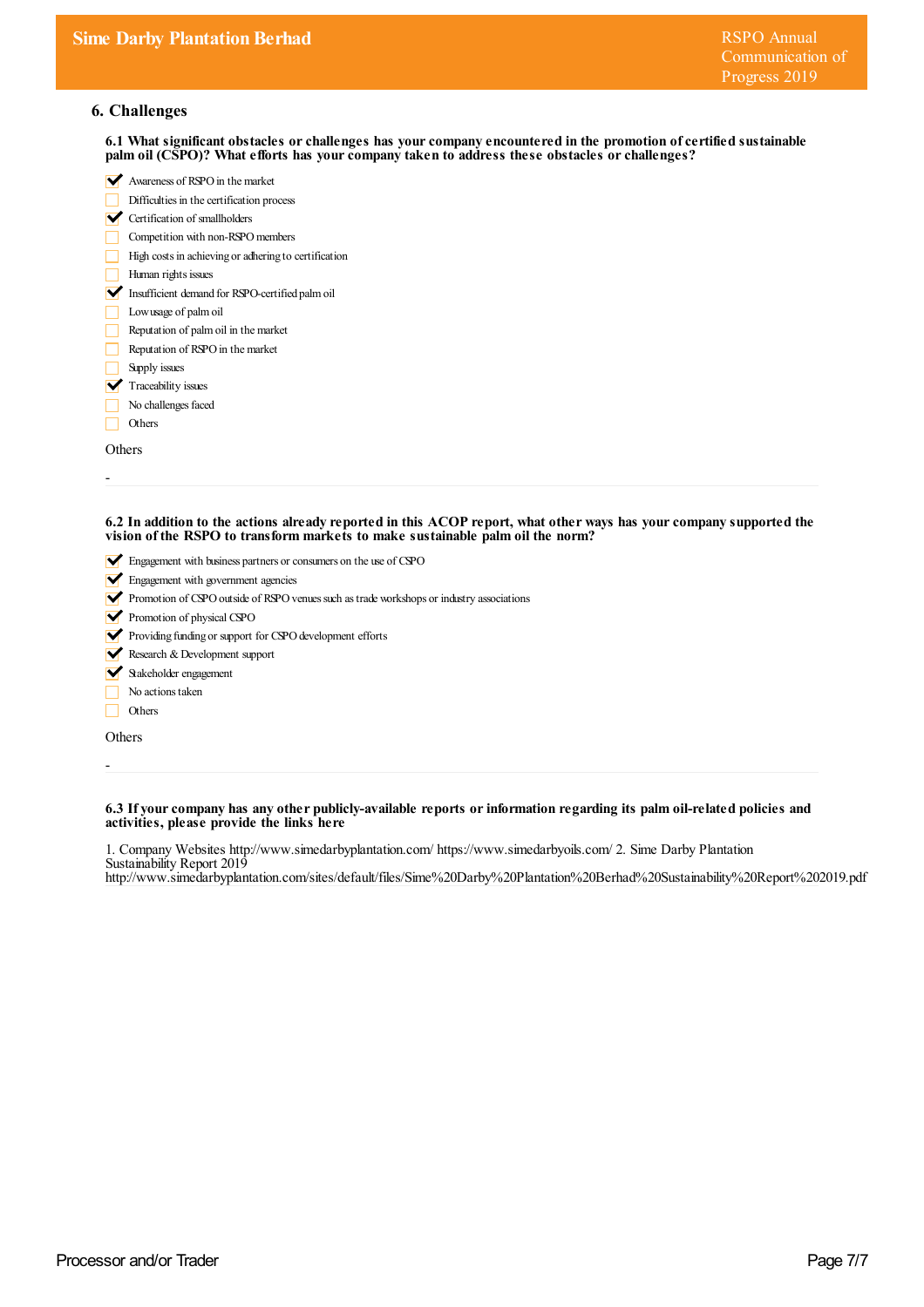## 6. Challenges

**6.1 What significant obstacles or challenges has your company encountered in the promotion of certified sustainable palm oil (CSPO)? What efforts has your company taken to address these obstacles or challenges?**

- [x] Awareness of RSPO in the market
- [ ] Difficulties in the certification process
- [x] Certification of smallholders
- [ ] Competition with non-RSPO members
- [ ] High costs in achieving or adhering to certification
- [ ] Human rights issues
- [x] Insufficient demand for RSPO-certified palm oil
- [ ] Low usage of palm oil
- [ ] Reputation of palm oil in the market
- [ ] Reputation of RSPO in the market
- [ ] Supply issues
- [x] Traceability issues
- [ ] No challenges faced
- [ ] Others

Others

-

**6.2 In addition to the actions already reported in this ACOP report, what other ways has your company supported the vision of the RSPO to transform markets to make sustainable palm oil the norm?**

- [x] Engagement with business partners or consumers on the use of CSPO
- [x] Engagement with government agencies
- [x] Promotion of CSPO outside of RSPO venues such as trade workshops or industry associations
- [x] Promotion of physical CSPO
- [x] Providing funding or support for CSPO development efforts
- [x] Research & Development support
- [x] Stakeholder engagement
- [ ] No actions taken
- [ ] Others

Others

-

**6.3 If your company has any other publicly-available reports or information regarding its palm oil-related policies and activities, please provide the links here**

1. Company Websites http://www.simedarbyplantation.com/ https://www.simedarbyoils.com/ 2. Sime Darby Plantation Sustainability Report 2019 http://www.simedarbyplantation.com/sites/default/files/Sime%20Darby%20Plantation%20Berhad%20Sustainability%20Report%202019.pdf